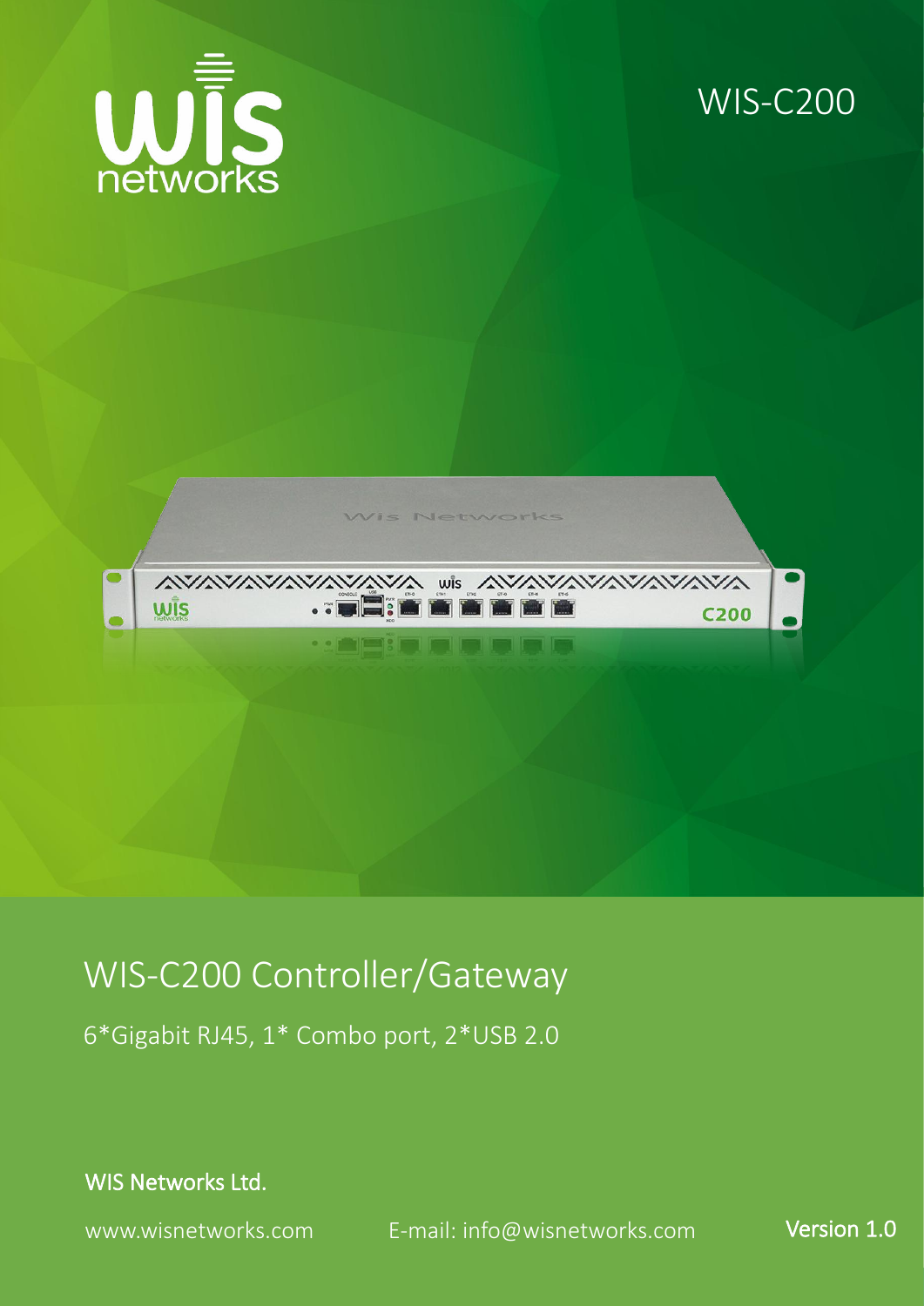WIS-C200

# WIS-C200 Controller/Gateway

6*Gigabit RJ45, 1* Combo port, 2*USB 2.0

WIS Networks Ltd.

www.wisnetworks.com E-mail: info@wisnetworks.com

Version 1.0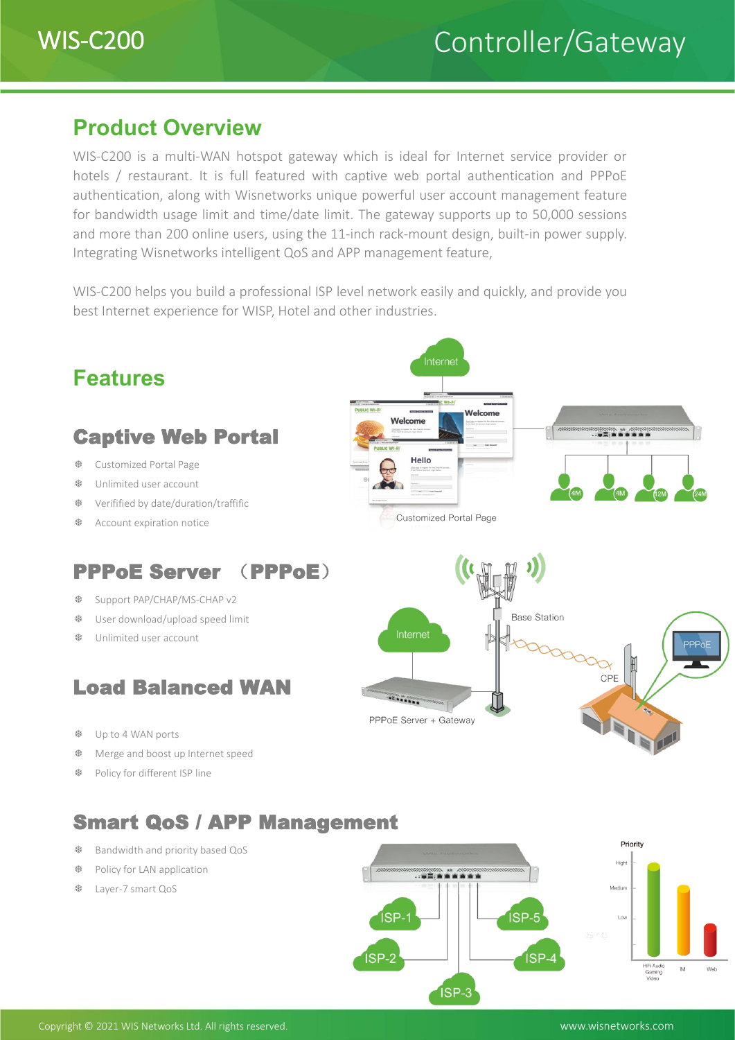WIS-C200 Controller/Gateway

## Product Overview

WIS-C200 is a multi-WAN hotspot gateway which is ideal for Internet service provider or hotels / restaurant. It is full featured with captive web portal authentication and PPPoE authentication, along with Wisnetworks unique powerful user account management feature for bandwidth usage limit and time/date limit. The gateway supports up to 50,000 sessions and more than 200 online users, using the 11-inch rack-mount design, built-in power supply. Integrating Wisnetworks intelligent QoS and APP management feature,

WIS-C200 helps you build a professional ISP level network easily and quickly, and provide you best Internet experience for WISP, Hotel and other industries.

## Features

### Captive Web Portal

- Customized Portal Page
- Unlimited user account
- Verified by date/duration/traffific
- Account expiration notice

Customized Portal Page

### PPPoE Server （PPPoE）

- Support PAP/CHAP/MS-CHAP v2
- User download/upload speed limit
- Unlimited user account

### Load Balanced WAN

- Up to 4 WAN ports
- Merge and boost up Internet speed
- Policy for different ISP line

### Smart QoS / APP Management

- Bandwidth and priority based QoS
- Policy for LAN application
- Layer-7 smart QoS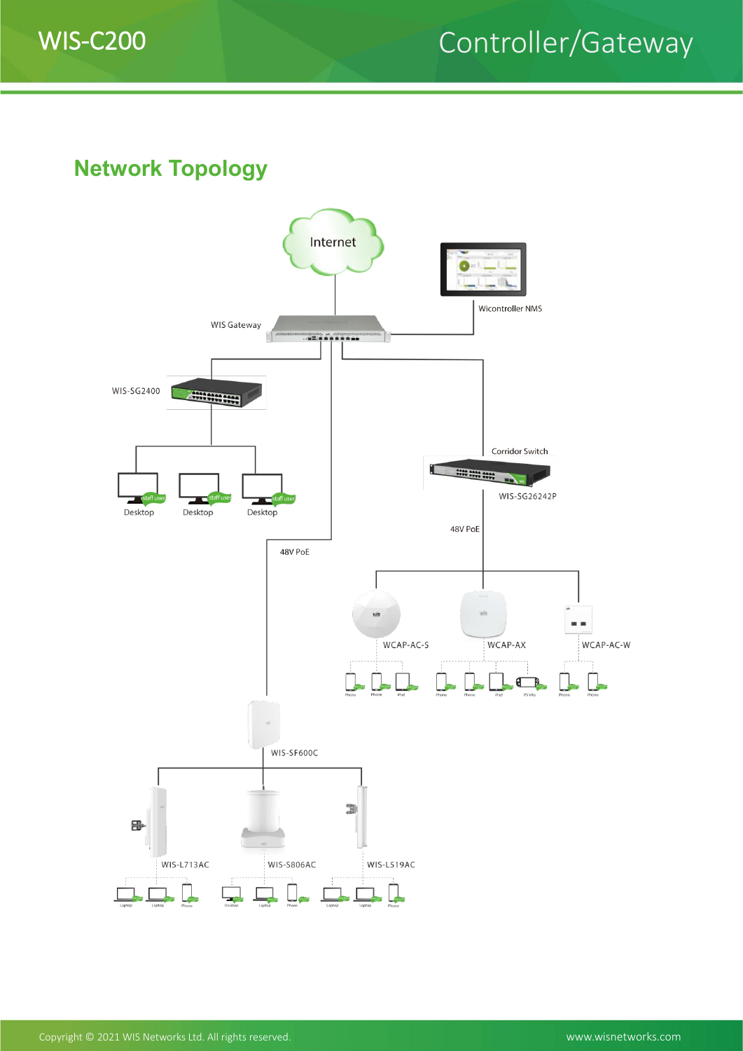## Network Topology

Internet

Wicontroller NMS

WIS Gateway

WIS-SG2400

Desktop Desktop Desktop

Corridor Switch

WIS-SG26242P

48V PoE

48V PoE

WCAP-AC-S WCAP-AX WCAP-AC-W

WIS-SF600C

WIS-L713AC WIS-S806AC WIS-L519AC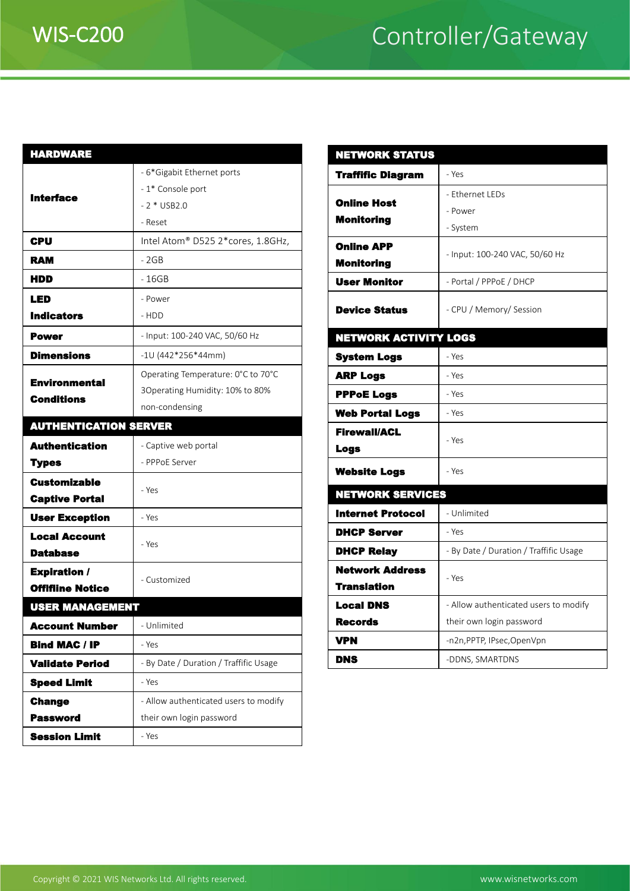# WIS-C200

## Controller/Gateway

| HARDWARE | |
|---|---|
| **Interface** | - 6*Gigabit Ethernet ports<br>- 1* Console port<br>- 2 * USB2.0<br>- Reset |
| **CPU** | Intel Atom® D525 2*cores, 1.8GHz, |
| **RAM** | - 2GB |
| **HDD** | - 16GB |
| **LED Indicators** | - Power<br>- HDD |
| **Power** | - Input: 100-240 VAC, 50/60 Hz |
| **Dimensions** | -1U (442*256*44mm) |
| **Environmental Conditions** | Operating Temperature: 0°C to 70°C<br>3Operating Humidity: 10% to 80%<br>non-condensing |
| **AUTHENTICATION SERVER** | |
| **Authentication Types** | - Captive web portal<br>- PPPoE Server |
| **Customizable Captive Portal** | - Yes |
| **User Exception** | - Yes |
| **Local Account Database** | - Yes |
| **Expiration / Offlline Notice** | - Customized |
| **USER MANAGEMENT** | |
| **Account Number** | - Unlimited |
| **Bind MAC / IP** | - Yes |
| **Validate Period** | - By Date / Duration / Trafffic Usage |
| **Speed Limit** | - Yes |
| **Change Password** | - Allow authenticated users to modify their own login password |
| **Session Limit** | - Yes |

| NETWORK STATUS | |
|---|---|
| **Trafffic Diagram** | - Yes |
| **Online Host Monitoring** | - Ethernet LEDs<br>- Power<br>- System |
| **Online APP Monitoring** | - Input: 100-240 VAC, 50/60 Hz |
| **User Monitor** | - Portal / PPPoE / DHCP |
| **Device Status** | - CPU / Memory/ Session |
| **NETWORK ACTIVITY LOGS** | |
| **System Logs** | - Yes |
| **ARP Logs** | - Yes |
| **PPPoE Logs** | - Yes |
| **Web Portal Logs** | - Yes |
| **Firewall/ACL Logs** | - Yes |
| **Website Logs** | - Yes |
| **NETWORK SERVICES** | |
| **Internet Protocol** | - Unlimited |
| **DHCP Server** | - Yes |
| **DHCP Relay** | - By Date / Duration / Trafffic Usage |
| **Network Address Translation** | - Yes |
| **Local DNS Records** | - Allow authenticated users to modify their own login password |
| **VPN** | -n2n,PPTP, IPsec,OpenVpn |
| **DNS** | -DDNS, SMARTDNS |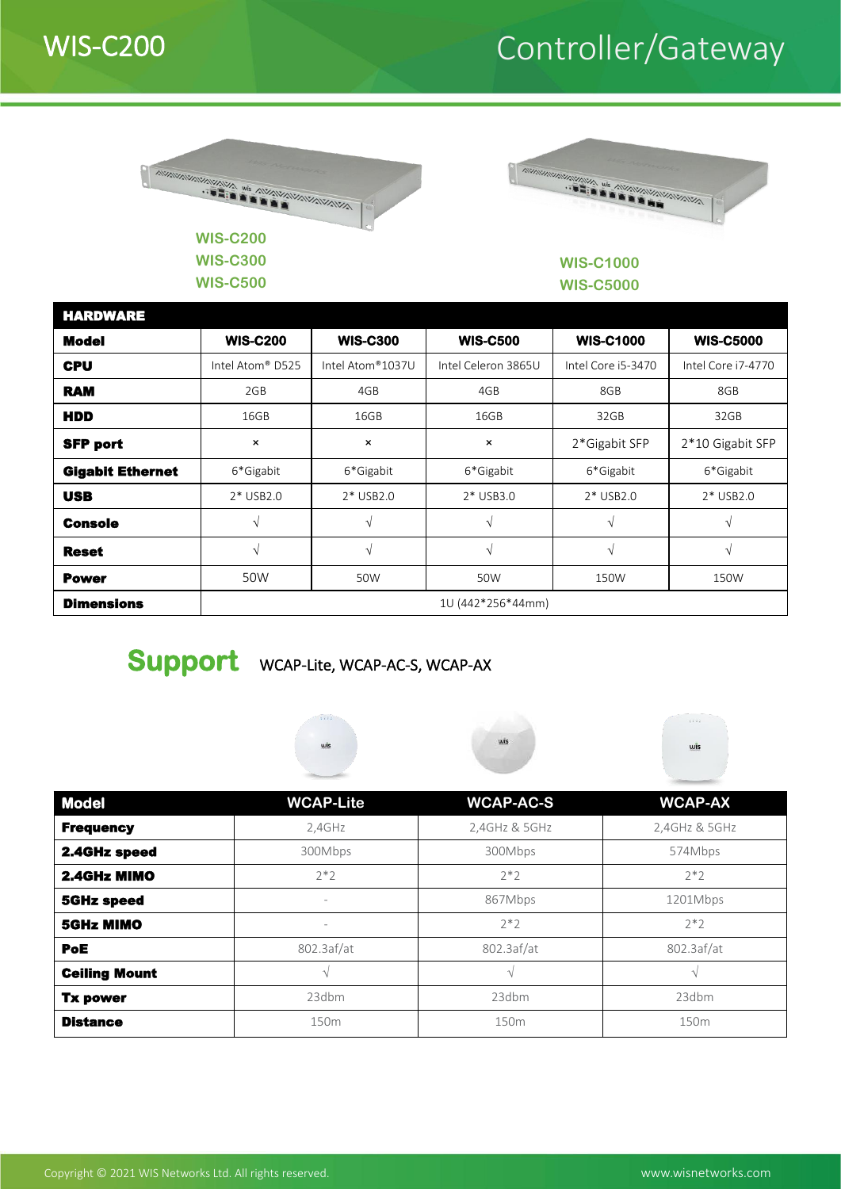# WIS-C200

## Controller/Gateway

**WIS-C200**
**WIS-C300**
**WIS-C500**

**WIS-C1000**
**WIS-C5000**

| HARDWARE | | | | | |
|---|---|---|---|---|---|
| **Model** | **WIS-C200** | **WIS-C300** | **WIS-C500** | **WIS-C1000** | **WIS-C5000** |
| **CPU** | Intel Atom® D525 | Intel Atom®1037U | Intel Celeron 3865U | Intel Core i5-3470 | Intel Core i7-4770 |
| **RAM** | 2GB | 4GB | 4GB | 8GB | 8GB |
| **HDD** | 16GB | 16GB | 16GB | 32GB | 32GB |
| **SFP port** | × | × | × | 2*Gigabit SFP | 2*10 Gigabit SFP |
| **Gigabit Ethernet** | 6*Gigabit | 6*Gigabit | 6*Gigabit | 6*Gigabit | 6*Gigabit |
| **USB** | 2* USB2.0 | 2* USB2.0 | 2* USB3.0 | 2* USB2.0 | 2* USB2.0 |
| **Console** | √ | √ | √ | √ | √ |
| **Reset** | √ | √ | √ | √ | √ |
| **Power** | 50W | 50W | 50W | 150W | 150W |
| **Dimensions** | 1U (442*256*44mm) | | | | |

## Support WCAP-Lite, WCAP-AC-S, WCAP-AX

| Model | WCAP-Lite | WCAP-AC-S | WCAP-AX |
|---|---|---|---|
| **Frequency** | 2,4GHz | 2,4GHz & 5GHz | 2,4GHz & 5GHz |
| **2.4GHz speed** | 300Mbps | 300Mbps | 574Mbps |
| **2.4GHz MIMO** | 2*2 | 2*2 | 2*2 |
| **5GHz speed** | - | 867Mbps | 1201Mbps |
| **5GHz MIMO** | - | 2*2 | 2*2 |
| **PoE** | 802.3af/at | 802.3af/at | 802.3af/at |
| **Ceiling Mount** | √ | √ | √ |
| **Tx power** | 23dbm | 23dbm | 23dbm |
| **Distance** | 150m | 150m | 150m |

Copyright © 2021 WIS Networks Ltd. All rights reserved.

www.wisnetworks.com